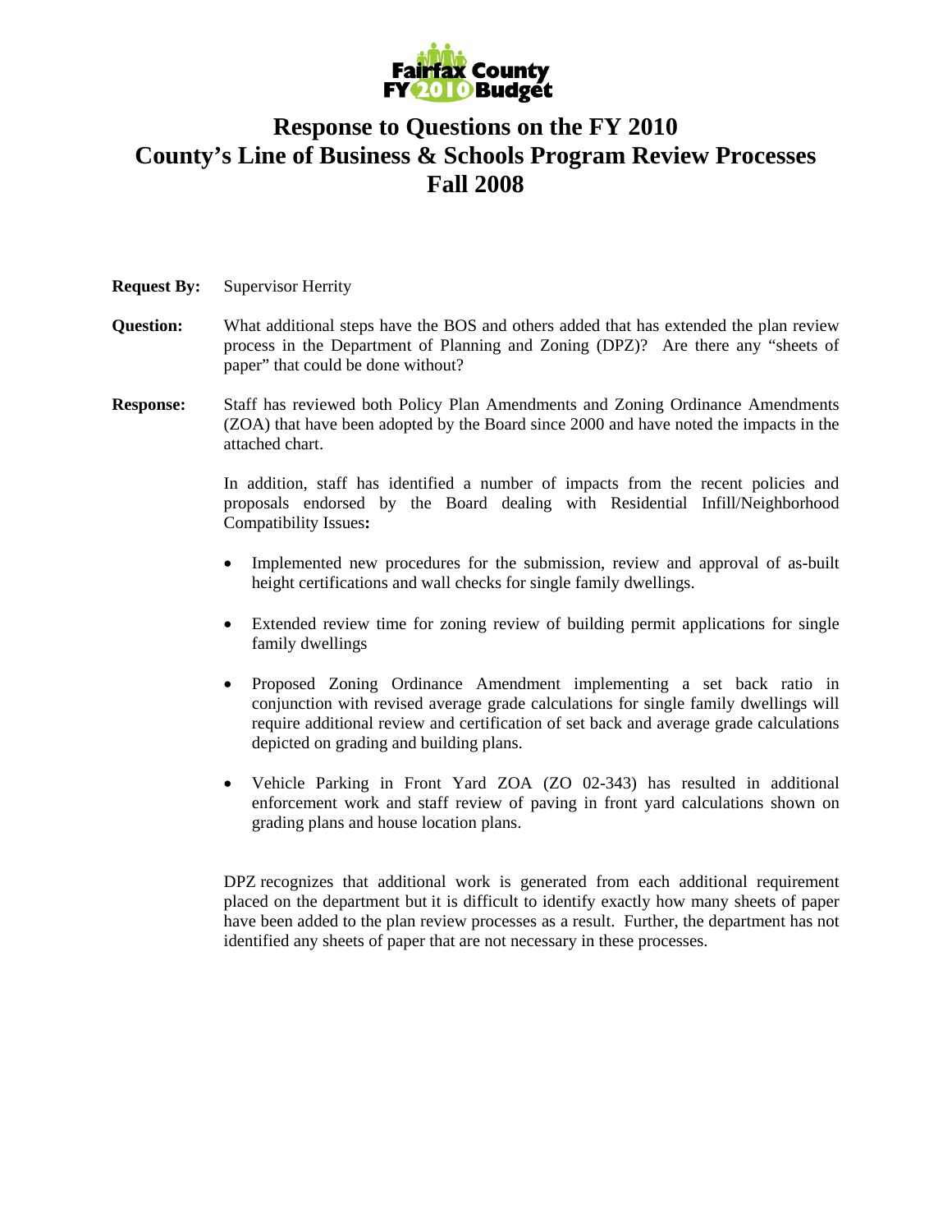Fairfax County FY 2010 Budget

# Response to Questions on the FY 2010 County's Line of Business & Schools Program Review Processes Fall 2008

**Request By:** Supervisor Herrity

**Question:** What additional steps have the BOS and others added that has extended the plan review process in the Department of Planning and Zoning (DPZ)? Are there any "sheets of paper" that could be done without?

**Response:** Staff has reviewed both Policy Plan Amendments and Zoning Ordinance Amendments (ZOA) that have been adopted by the Board since 2000 and have noted the impacts in the attached chart.

In addition, staff has identified a number of impacts from the recent policies and proposals endorsed by the Board dealing with Residential Infill/Neighborhood Compatibility Issues**:**

- Implemented new procedures for the submission, review and approval of as-built height certifications and wall checks for single family dwellings.
- Extended review time for zoning review of building permit applications for single family dwellings
- Proposed Zoning Ordinance Amendment implementing a set back ratio in conjunction with revised average grade calculations for single family dwellings will require additional review and certification of set back and average grade calculations depicted on grading and building plans.
- Vehicle Parking in Front Yard ZOA (ZO 02-343) has resulted in additional enforcement work and staff review of paving in front yard calculations shown on grading plans and house location plans.

DPZ recognizes that additional work is generated from each additional requirement placed on the department but it is difficult to identify exactly how many sheets of paper have been added to the plan review processes as a result. Further, the department has not identified any sheets of paper that are not necessary in these processes.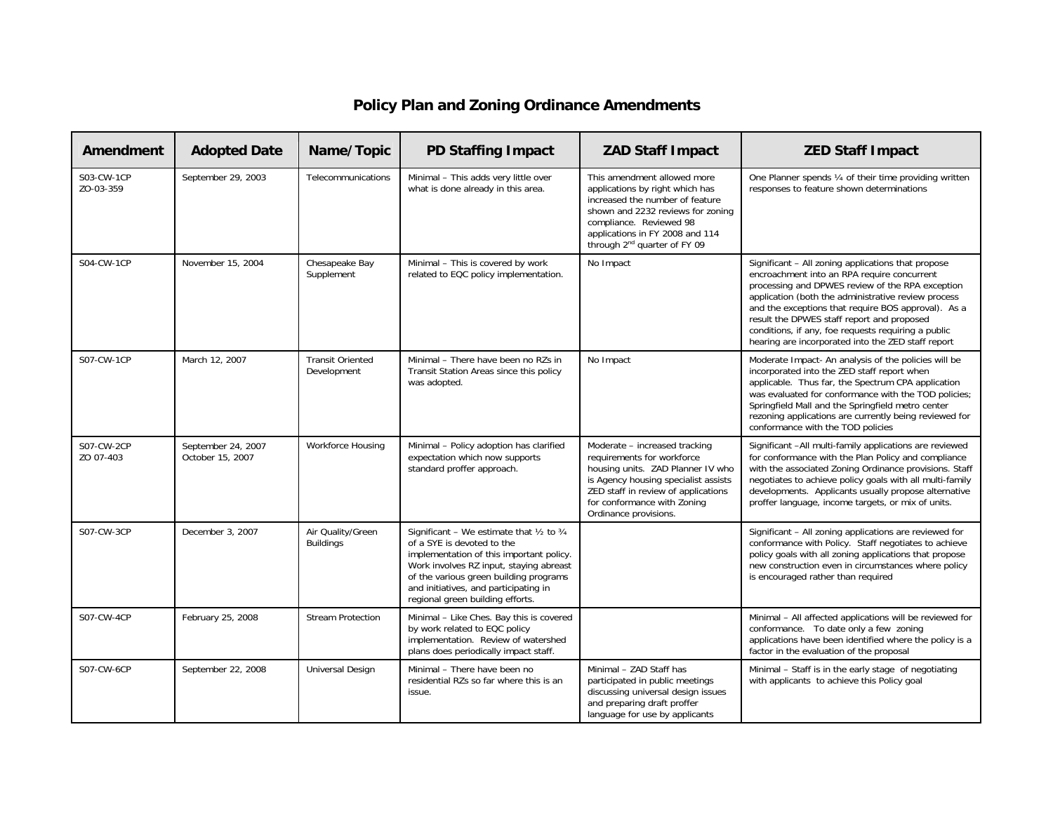## Policy Plan and Zoning Ordinance Amendments

| Amendment | Adopted Date | Name/Topic | PD Staffing Impact | ZAD Staff Impact | ZED Staff Impact |
|---|---|---|---|---|---|
| S03-CW-1CP ZO-03-359 | September 29, 2003 | Telecommunications | Minimal – This adds very little over what is done already in this area. | This amendment allowed more applications by right which has increased the number of feature shown and 2232 reviews for zoning compliance. Reviewed 98 applications in FY 2008 and 114 through 2nd quarter of FY 09 | One Planner spends ¼ of their time providing written responses to feature shown determinations |
| S04-CW-1CP | November 15, 2004 | Chesapeake Bay Supplement | Minimal – This is covered by work related to EQC policy implementation. | No Impact | Significant – All zoning applications that propose encroachment into an RPA require concurrent processing and DPWES review of the RPA exception application (both the administrative review process and the exceptions that require BOS approval). As a result the DPWES staff report and proposed conditions, if any, foe requests requiring a public hearing are incorporated into the ZED staff report |
| S07-CW-1CP | March 12, 2007 | Transit Oriented Development | Minimal – There have been no RZs in Transit Station Areas since this policy was adopted. | No Impact | Moderate Impact- An analysis of the policies will be incorporated into the ZED staff report when applicable. Thus far, the Spectrum CPA application was evaluated for conformance with the TOD policies; Springfield Mall and the Springfield metro center rezoning applications are currently being reviewed for conformance with the TOD policies |
| S07-CW-2CP ZO 07-403 | September 24, 2007 October 15, 2007 | Workforce Housing | Minimal – Policy adoption has clarified expectation which now supports standard proffer approach. | Moderate – increased tracking requirements for workforce housing units. ZAD Planner IV who is Agency housing specialist assists ZED staff in review of applications for conformance with Zoning Ordinance provisions. | Significant –All multi-family applications are reviewed for conformance with the Plan Policy and compliance with the associated Zoning Ordinance provisions. Staff negotiates to achieve policy goals with all multi-family developments. Applicants usually propose alternative proffer language, income targets, or mix of units. |
| S07-CW-3CP | December 3, 2007 | Air Quality/Green Buildings | Significant – We estimate that ½ to ¾ of a SYE is devoted to the implementation of this important policy. Work involves RZ input, staying abreast of the various green building programs and initiatives, and participating in regional green building efforts. | | Significant – All zoning applications are reviewed for conformance with Policy. Staff negotiates to achieve policy goals with all zoning applications that propose new construction even in circumstances where policy is encouraged rather than required |
| S07-CW-4CP | February 25, 2008 | Stream Protection | Minimal – Like Ches. Bay this is covered by work related to EQC policy implementation. Review of watershed plans does periodically impact staff. | | Minimal – All affected applications will be reviewed for conformance. To date only a few zoning applications have been identified where the policy is a factor in the evaluation of the proposal |
| S07-CW-6CP | September 22, 2008 | Universal Design | Minimal – There have been no residential RZs so far where this is an issue. | Minimal – ZAD Staff has participated in public meetings discussing universal design issues and preparing draft proffer language for use by applicants | Minimal – Staff is in the early stage of negotiating with applicants to achieve this Policy goal |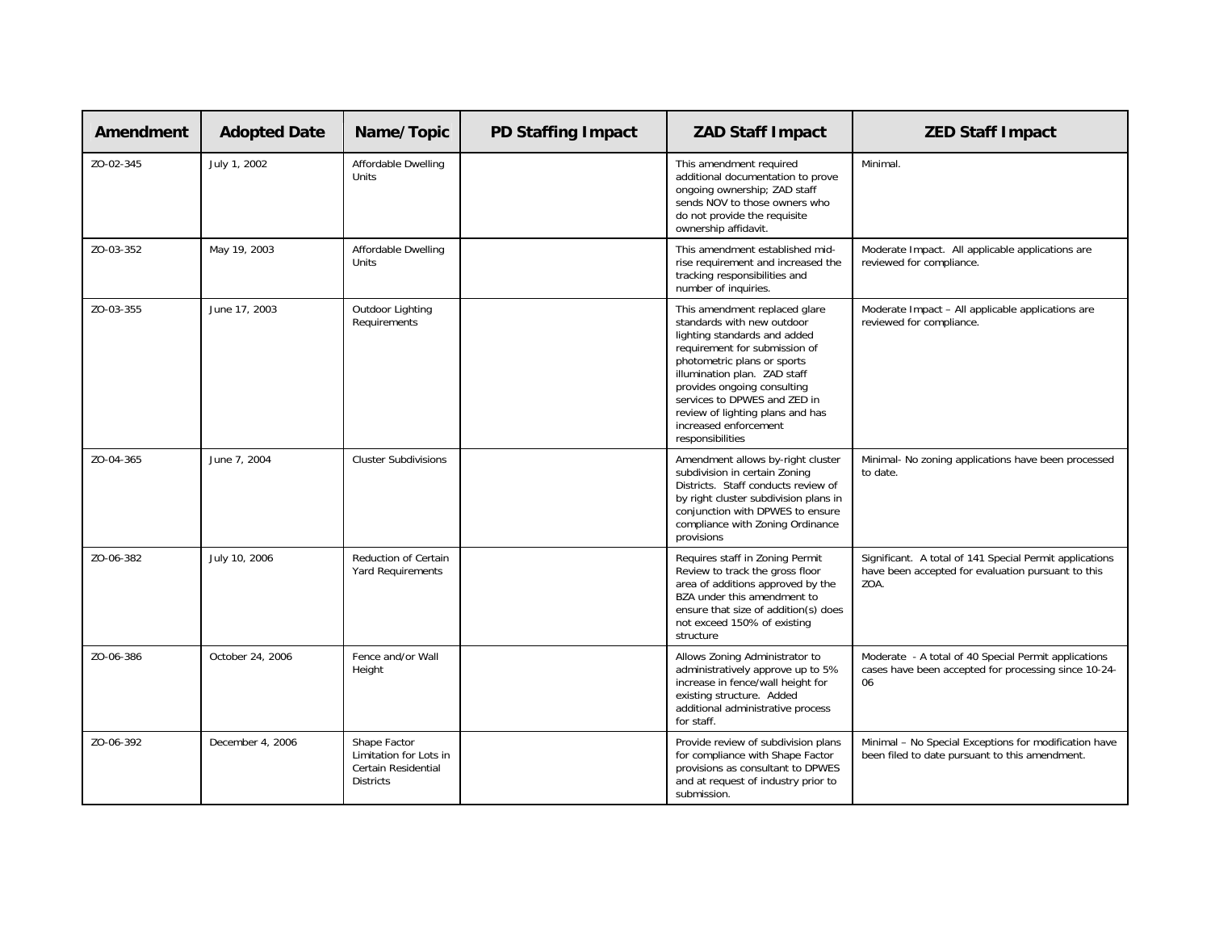| Amendment | Adopted Date | Name/Topic | PD Staffing Impact | ZAD Staff Impact | ZED Staff Impact |
|---|---|---|---|---|---|
| ZO-02-345 | July 1, 2002 | Affordable Dwelling Units | | This amendment required additional documentation to prove ongoing ownership; ZAD staff sends NOV to those owners who do not provide the requisite ownership affidavit. | Minimal. |
| ZO-03-352 | May 19, 2003 | Affordable Dwelling Units | | This amendment established mid-rise requirement and increased the tracking responsibilities and number of inquiries. | Moderate Impact. All applicable applications are reviewed for compliance. |
| ZO-03-355 | June 17, 2003 | Outdoor Lighting Requirements | | This amendment replaced glare standards with new outdoor lighting standards and added requirement for submission of photometric plans or sports illumination plan. ZAD staff provides ongoing consulting services to DPWES and ZED in review of lighting plans and has increased enforcement responsibilities | Moderate Impact – All applicable applications are reviewed for compliance. |
| ZO-04-365 | June 7, 2004 | Cluster Subdivisions | | Amendment allows by-right cluster subdivision in certain Zoning Districts. Staff conducts review of by right cluster subdivision plans in conjunction with DPWES to ensure compliance with Zoning Ordinance provisions | Minimal- No zoning applications have been processed to date. |
| ZO-06-382 | July 10, 2006 | Reduction of Certain Yard Requirements | | Requires staff in Zoning Permit Review to track the gross floor area of additions approved by the BZA under this amendment to ensure that size of addition(s) does not exceed 150% of existing structure | Significant. A total of 141 Special Permit applications have been accepted for evaluation pursuant to this ZOA. |
| ZO-06-386 | October 24, 2006 | Fence and/or Wall Height | | Allows Zoning Administrator to administratively approve up to 5% increase in fence/wall height for existing structure. Added additional administrative process for staff. | Moderate - A total of 40 Special Permit applications cases have been accepted for processing since 10-24-06 |
| ZO-06-392 | December 4, 2006 | Shape Factor Limitation for Lots in Certain Residential Districts | | Provide review of subdivision plans for compliance with Shape Factor provisions as consultant to DPWES and at request of industry prior to submission. | Minimal – No Special Exceptions for modification have been filed to date pursuant to this amendment. |